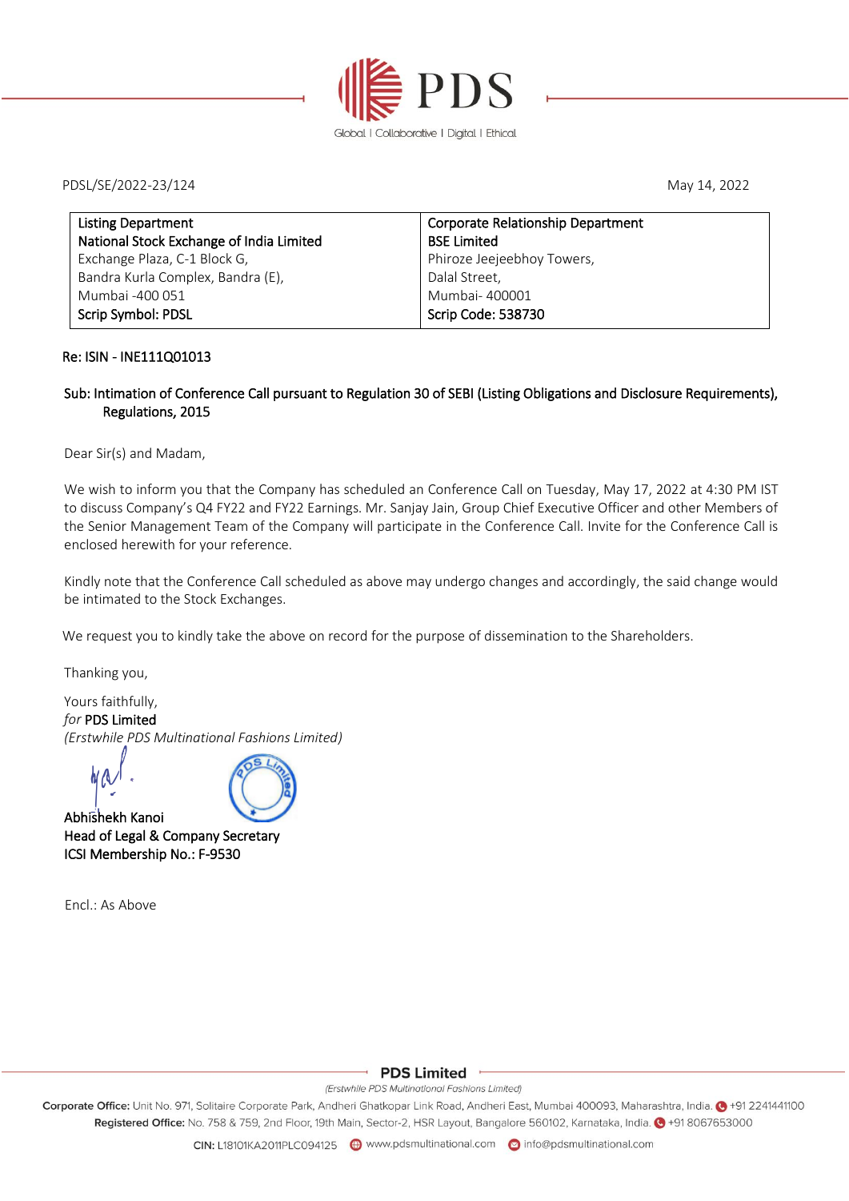PDSL/SE/2022-23/124

May 14, 2022

| **Listing Department**<br>**National Stock Exchange of India Limited**<br>Exchange Plaza, C-1 Block G,<br>Bandra Kurla Complex, Bandra (E),<br>Mumbai -400 051<br>**Scrip Symbol: PDSL** | **Corporate Relationship Department**<br>**BSE Limited**<br>Phiroze Jeejeebhoy Towers,<br>Dalal Street,<br>Mumbai- 400001<br>**Scrip Code: 538730** |
|---|---|

**Re: ISIN - INE111Q01013**

**Sub: Intimation of Conference Call pursuant to Regulation 30 of SEBI (Listing Obligations and Disclosure Requirements), Regulations, 2015**

Dear Sir(s) and Madam,

We wish to inform you that the Company has scheduled an Conference Call on Tuesday, May 17, 2022 at 4:30 PM IST to discuss Company's Q4 FY22 and FY22 Earnings. Mr. Sanjay Jain, Group Chief Executive Officer and other Members of the Senior Management Team of the Company will participate in the Conference Call. Invite for the Conference Call is enclosed herewith for your reference.

Kindly note that the Conference Call scheduled as above may undergo changes and accordingly, the said change would be intimated to the Stock Exchanges.

We request you to kindly take the above on record for the purpose of dissemination to the Shareholders.

Thanking you,

Yours faithfully,
*for* **PDS Limited**
*(Erstwhile PDS Multinational Fashions Limited)*

**Abhishekh Kanoi**
**Head of Legal & Company Secretary**
**ICSI Membership No.: F-9530**

Encl.: As Above

**PDS Limited**
*(Erstwhile PDS Multinational Fashions Limited)*

**Corporate Office:** Unit No. 971, Solitaire Corporate Park, Andheri Ghatkopar Link Road, Andheri East, Mumbai 400093, Maharashtra, India. +91 2241441100
**Registered Office:** No. 758 & 759, 2nd Floor, 19th Main, Sector-2, HSR Layout, Bangalore 560102, Karnataka, India. +91 8067653000
**CIN:** L18101KA2011PLC094125 www.pdsmultinational.com info@pdsmultinational.com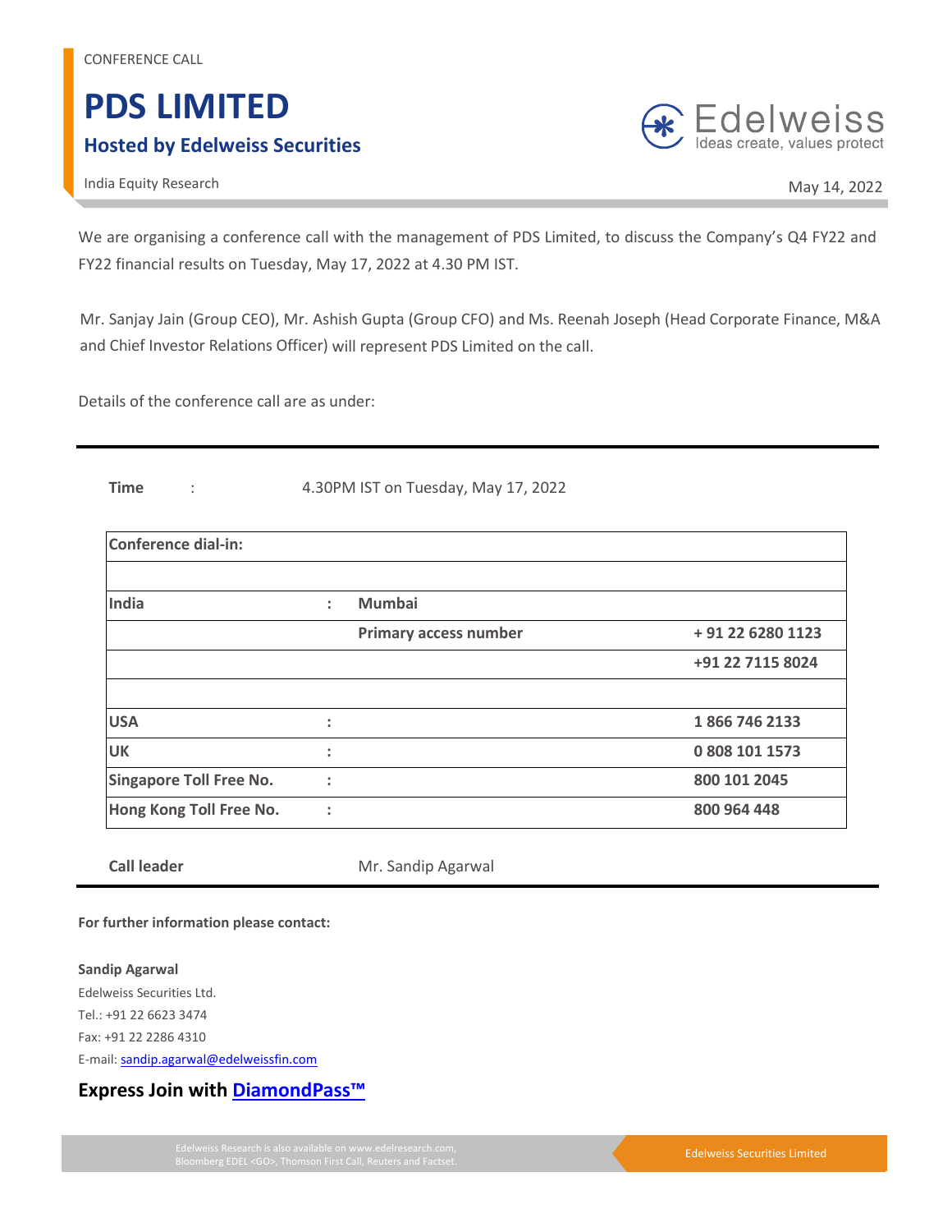CONFERENCE CALL

# PDS LIMITED

## Hosted by Edelweiss Securities

India Equity Research

May 14, 2022

We are organising a conference call with the management of PDS Limited, to discuss the Company's Q4 FY22 and FY22 financial results on Tuesday, May 17, 2022 at 4.30 PM IST.

Mr. Sanjay Jain (Group CEO), Mr. Ashish Gupta (Group CFO) and Ms. Reenah Joseph (Head Corporate Finance, M&A and Chief Investor Relations Officer) will represent PDS Limited on the call.

Details of the conference call are as under:

**Time** : 4.30PM IST on Tuesday, May 17, 2022

| **Conference dial-in:** | | | |
|---|---|---|---|
| | | | |
| **India** | : | **Mumbai** | |
| | | **Primary access number** | **+ 91 22 6280 1123** |
| | | | **+91 22 7115 8024** |
| | | | |
| **USA** | : | | **1 866 746 2133** |
| **UK** | : | | **0 808 101 1573** |
| **Singapore Toll Free No.** | : | | **800 101 2045** |
| **Hong Kong Toll Free No.** | : | | **800 964 448** |

**Call leader** Mr. Sandip Agarwal

**For further information please contact:**

**Sandip Agarwal**
Edelweiss Securities Ltd.
Tel.: +91 22 6623 3474
Fax: +91 22 2286 4310
E-mail: sandip.agarwal@edelweissfin.com

**Express Join with DiamondPass™**

Edelweiss Research is also available on www.edelresearch.com, Bloomberg EDEL <GO>, Thomson First Call, Reuters and Factset.

Edelweiss Securities Limited